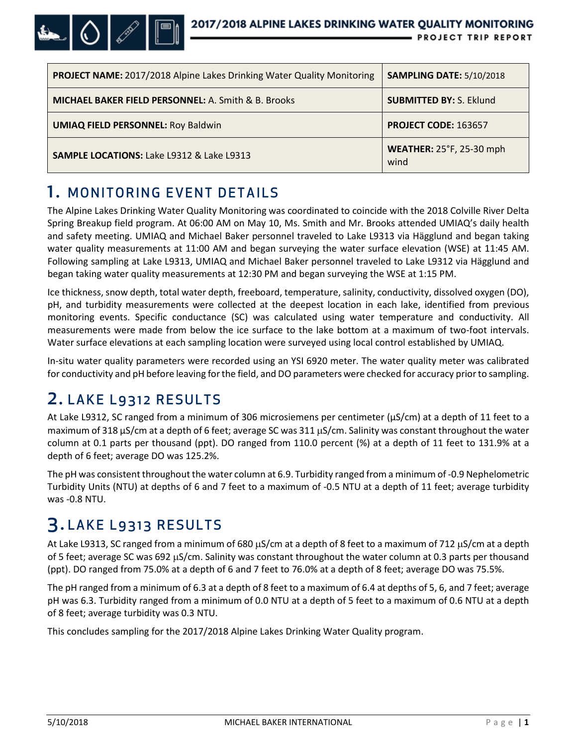| PROJECT NAME: 2017/2018 Alpine Lakes Drinking Water Quality Monitoring | SAMPLING DATE: 5/10/2018 |
| --- | --- |
| MICHAEL BAKER FIELD PERSONNEL: A. Smith & B. Brooks | SUBMITTED BY: S. Eklund |
| UMIAQ FIELD PERSONNEL: Roy Baldwin | PROJECT CODE: 163657 |
| SAMPLE LOCATIONS: Lake L9312 & Lake L9313 | WEATHER: 25°F, 25-30 mph wind |

# 1. MONITORING EVENT DETAILS

The Alpine Lakes Drinking Water Quality Monitoring was coordinated to coincide with the 2018 Colville River Delta Spring Breakup field program. At 06:00 AM on May 10, Ms. Smith and Mr. Brooks attended UMIAQ's daily health and safety meeting. UMIAQ and Michael Baker personnel traveled to Lake L9313 via Hägglund and began taking water quality measurements at 11:00 AM and began surveying the water surface elevation (WSE) at 11:45 AM. Following sampling at Lake L9313, UMIAQ and Michael Baker personnel traveled to Lake L9312 via Hägglund and began taking water quality measurements at 12:30 PM and began surveying the WSE at 1:15 PM.

Ice thickness, snow depth, total water depth, freeboard, temperature, salinity, conductivity, dissolved oxygen (DO), pH, and turbidity measurements were collected at the deepest location in each lake, identified from previous monitoring events. Specific conductance (SC) was calculated using water temperature and conductivity. All measurements were made from below the ice surface to the lake bottom at a maximum of two-foot intervals. Water surface elevations at each sampling location were surveyed using local control established by UMIAQ.

In-situ water quality parameters were recorded using an YSI 6920 meter. The water quality meter was calibrated for conductivity and pH before leaving for the field, and DO parameters were checked for accuracy prior to sampling.

# 2. LAKE L9312 RESULTS

At Lake L9312, SC ranged from a minimum of 306 microsiemens per centimeter (µS/cm) at a depth of 11 feet to a maximum of 318 µS/cm at a depth of 6 feet; average SC was 311 µS/cm. Salinity was constant throughout the water column at 0.1 parts per thousand (ppt). DO ranged from 110.0 percent (%) at a depth of 11 feet to 131.9% at a depth of 6 feet; average DO was 125.2%.

The pH was consistent throughout the water column at 6.9. Turbidity ranged from a minimum of -0.9 Nephelometric Turbidity Units (NTU) at depths of 6 and 7 feet to a maximum of -0.5 NTU at a depth of 11 feet; average turbidity was -0.8 NTU.

# 3. LAKE L9313 RESULTS

At Lake L9313, SC ranged from a minimum of 680 µS/cm at a depth of 8 feet to a maximum of 712 µS/cm at a depth of 5 feet; average SC was 692 µS/cm. Salinity was constant throughout the water column at 0.3 parts per thousand (ppt). DO ranged from 75.0% at a depth of 6 and 7 feet to 76.0% at a depth of 8 feet; average DO was 75.5%.

The pH ranged from a minimum of 6.3 at a depth of 8 feet to a maximum of 6.4 at depths of 5, 6, and 7 feet; average pH was 6.3. Turbidity ranged from a minimum of 0.0 NTU at a depth of 5 feet to a maximum of 0.6 NTU at a depth of 8 feet; average turbidity was 0.3 NTU.

This concludes sampling for the 2017/2018 Alpine Lakes Drinking Water Quality program.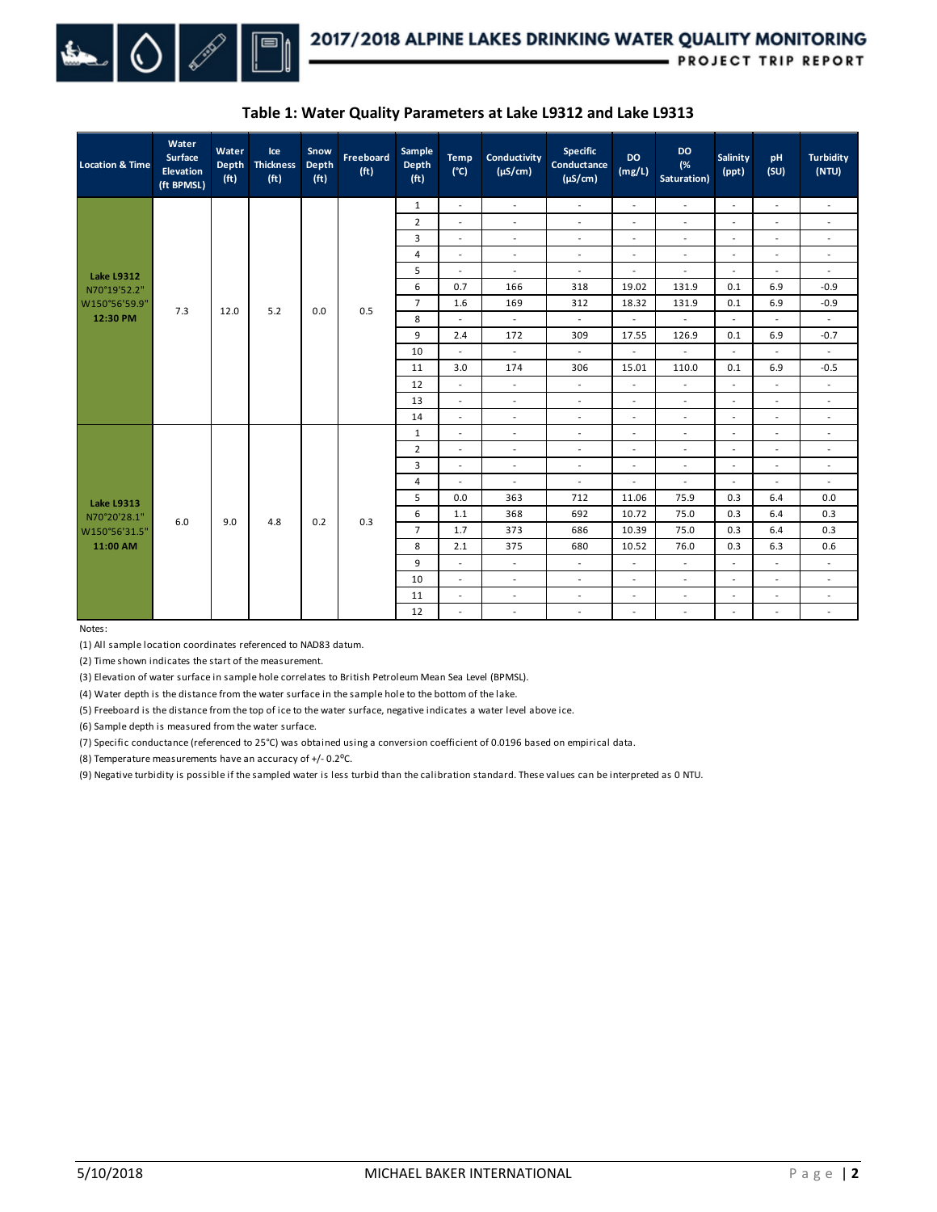## Table 1: Water Quality Parameters at Lake L9312 and Lake L9313

| Location & Time | Water Surface Elevation (ft BPMSL) | Water Depth (ft) | Ice Thickness (ft) | Snow Depth (ft) | Freeboard (ft) | Sample Depth (ft) | Temp (°C) | Conductivity (µS/cm) | Specific Conductance (µS/cm) | DO (mg/L) | DO (% Saturation) | Salinity (ppt) | pH (SU) | Turbidity (NTU) |
|---|---|---|---|---|---|---|---|---|---|---|---|---|---|---|
| **Lake L9312** N70°19'52.2" W150°56'59.9" **12:30 PM** | 7.3 | 12.0 | 5.2 | 0.0 | 0.5 | 1 | - | - | - | - | - | - | - | - |
| | | | | | | 2 | - | - | - | - | - | - | - | - |
| | | | | | | 3 | - | - | - | - | - | - | - | - |
| | | | | | | 4 | - | - | - | - | - | - | - | - |
| | | | | | | 5 | - | - | - | - | - | - | - | - |
| | | | | | | 6 | 0.7 | 166 | 318 | 19.02 | 131.9 | 0.1 | 6.9 | -0.9 |
| | | | | | | 7 | 1.6 | 169 | 312 | 18.32 | 131.9 | 0.1 | 6.9 | -0.9 |
| | | | | | | 8 | - | - | - | - | - | - | - | - |
| | | | | | | 9 | 2.4 | 172 | 309 | 17.55 | 126.9 | 0.1 | 6.9 | -0.7 |
| | | | | | | 10 | - | - | - | - | - | - | - | - |
| | | | | | | 11 | 3.0 | 174 | 306 | 15.01 | 110.0 | 0.1 | 6.9 | -0.5 |
| | | | | | | 12 | - | - | - | - | - | - | - | - |
| | | | | | | 13 | - | - | - | - | - | - | - | - |
| | | | | | | 14 | - | - | - | - | - | - | - | - |
| **Lake L9313** N70°20'28.1" W150°56'31.5" **11:00 AM** | 6.0 | 9.0 | 4.8 | 0.2 | 0.3 | 1 | - | - | - | - | - | - | - | - |
| | | | | | | 2 | - | - | - | - | - | - | - | - |
| | | | | | | 3 | - | - | - | - | - | - | - | - |
| | | | | | | 4 | - | - | - | - | - | - | - | - |
| | | | | | | 5 | 0.0 | 363 | 712 | 11.06 | 75.9 | 0.3 | 6.4 | 0.0 |
| | | | | | | 6 | 1.1 | 368 | 692 | 10.72 | 75.0 | 0.3 | 6.4 | 0.3 |
| | | | | | | 7 | 1.7 | 373 | 686 | 10.39 | 75.0 | 0.3 | 6.4 | 0.3 |
| | | | | | | 8 | 2.1 | 375 | 680 | 10.52 | 76.0 | 0.3 | 6.3 | 0.6 |
| | | | | | | 9 | - | - | - | - | - | - | - | - |
| | | | | | | 10 | - | - | - | - | - | - | - | - |
| | | | | | | 11 | - | - | - | - | - | - | - | - |
| | | | | | | 12 | - | - | - | - | - | - | - | - |

Notes:

(1) All sample location coordinates referenced to NAD83 datum.

(2) Time shown indicates the start of the measurement.

(3) Elevation of water surface in sample hole correlates to British Petroleum Mean Sea Level (BPMSL).

(4) Water depth is the distance from the water surface in the sample hole to the bottom of the lake.

(5) Freeboard is the distance from the top of ice to the water surface, negative indicates a water level above ice.

(6) Sample depth is measured from the water surface.

(7) Specific conductance (referenced to 25°C) was obtained using a conversion coefficient of 0.0196 based on empirical data.

(8) Temperature measurements have an accuracy of +/- 0.2°C.

(9) Negative turbidity is possible if the sampled water is less turbid than the calibration standard. These values can be interpreted as 0 NTU.